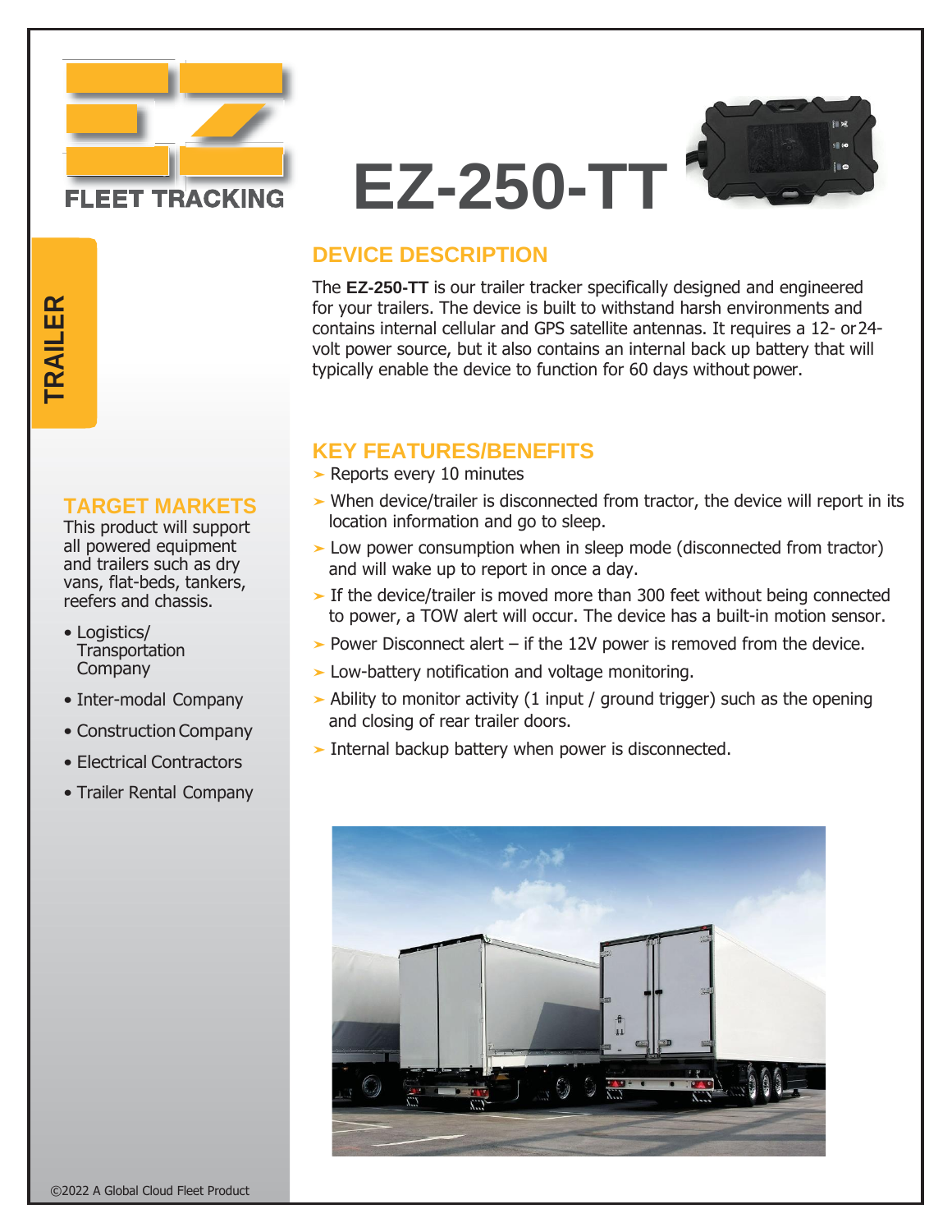FLEET TRACKING

# EZ-250-TT

TRAILER

## DEVICE DESCRIPTION

The **EZ-250-TT** is our trailer tracker specifically designed and engineered for your trailers. The device is built to withstand harsh environments and contains internal cellular and GPS satellite antennas. It requires a 12- or 24-volt power source, but it also contains an internal back up battery that will typically enable the device to function for 60 days without power.

## KEY FEATURES/BENEFITS

- Reports every 10 minutes
- When device/trailer is disconnected from tractor, the device will report in its location information and go to sleep.
- Low power consumption when in sleep mode (disconnected from tractor) and will wake up to report in once a day.
- If the device/trailer is moved more than 300 feet without being connected to power, a TOW alert will occur. The device has a built-in motion sensor.
- Power Disconnect alert – if the 12V power is removed from the device.
- Low-battery notification and voltage monitoring.
- Ability to monitor activity (1 input / ground trigger) such as the opening and closing of rear trailer doors.
- Internal backup battery when power is disconnected.

## TARGET MARKETS

This product will support all powered equipment and trailers such as dry vans, flat-beds, tankers, reefers and chassis.

- Logistics/ Transportation Company
- Inter-modal Company
- Construction Company
- Electrical Contractors
- Trailer Rental Company

©2022 A Global Cloud Fleet Product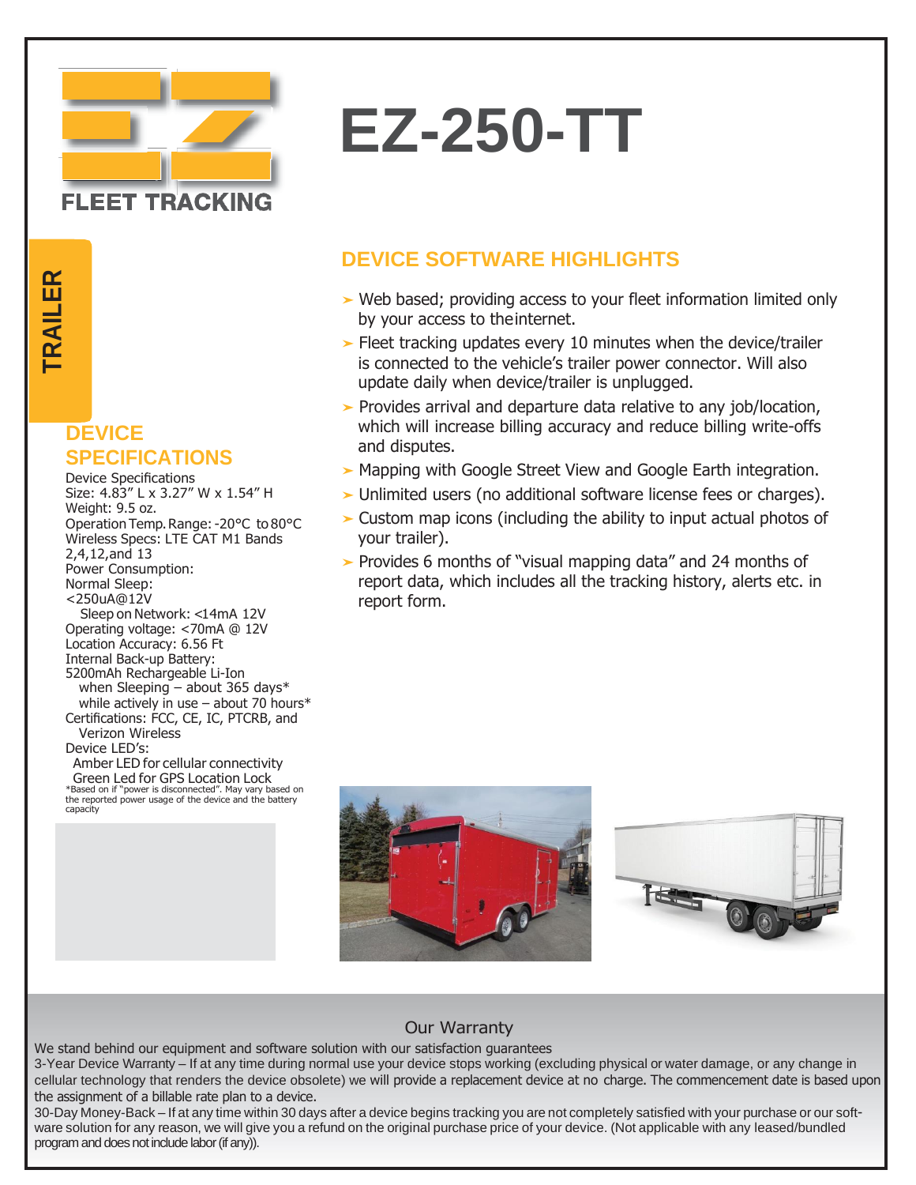FLEET TRACKING

# EZ-250-TT

TRAILER

## DEVICE SOFTWARE HIGHLIGHTS

- Web based; providing access to your fleet information limited only by your access to theinternet.
- Fleet tracking updates every 10 minutes when the device/trailer is connected to the vehicle's trailer power connector. Will also update daily when device/trailer is unplugged.
- Provides arrival and departure data relative to any job/location, which will increase billing accuracy and reduce billing write-offs and disputes.
- Mapping with Google Street View and Google Earth integration.
- Unlimited users (no additional software license fees or charges).
- Custom map icons (including the ability to input actual photos of your trailer).
- Provides 6 months of "visual mapping data" and 24 months of report data, which includes all the tracking history, alerts etc. in report form.

## DEVICE SPECIFICATIONS

Device Specifications
Size: 4.83" L x 3.27" W x 1.54" H
Weight: 9.5 oz.
Operation Temp. Range: -20°C to 80°C
Wireless Specs: LTE CAT M1 Bands 2,4,12,and 13
Power Consumption:
Normal Sleep:
<250uA@12V
Sleep on Network: <14mA 12V
Operating voltage: <70mA @ 12V
Location Accuracy: 6.56 Ft
Internal Back-up Battery:
5200mAh Rechargeable Li-Ion
when Sleeping – about 365 days*
while actively in use – about 70 hours*
Certifications: FCC, CE, IC, PTCRB, and Verizon Wireless
Device LED's:
Amber LED for cellular connectivity
Green Led for GPS Location Lock

*Based on if "power is disconnected". May vary based on the reported power usage of the device and the battery capacity

## Our Warranty

We stand behind our equipment and software solution with our satisfaction guarantees

3-Year Device Warranty – If at any time during normal use your device stops working (excluding physical or water damage, or any change in cellular technology that renders the device obsolete) we will provide a replacement device at no charge. The commencement date is based upon the assignment of a billable rate plan to a device.

30-Day Money-Back – If at any time within 30 days after a device begins tracking you are not completely satisfied with your purchase or our software solution for any reason, we will give you a refund on the original purchase price of your device. (Not applicable with any leased/bundled program and does not include labor (if any)).